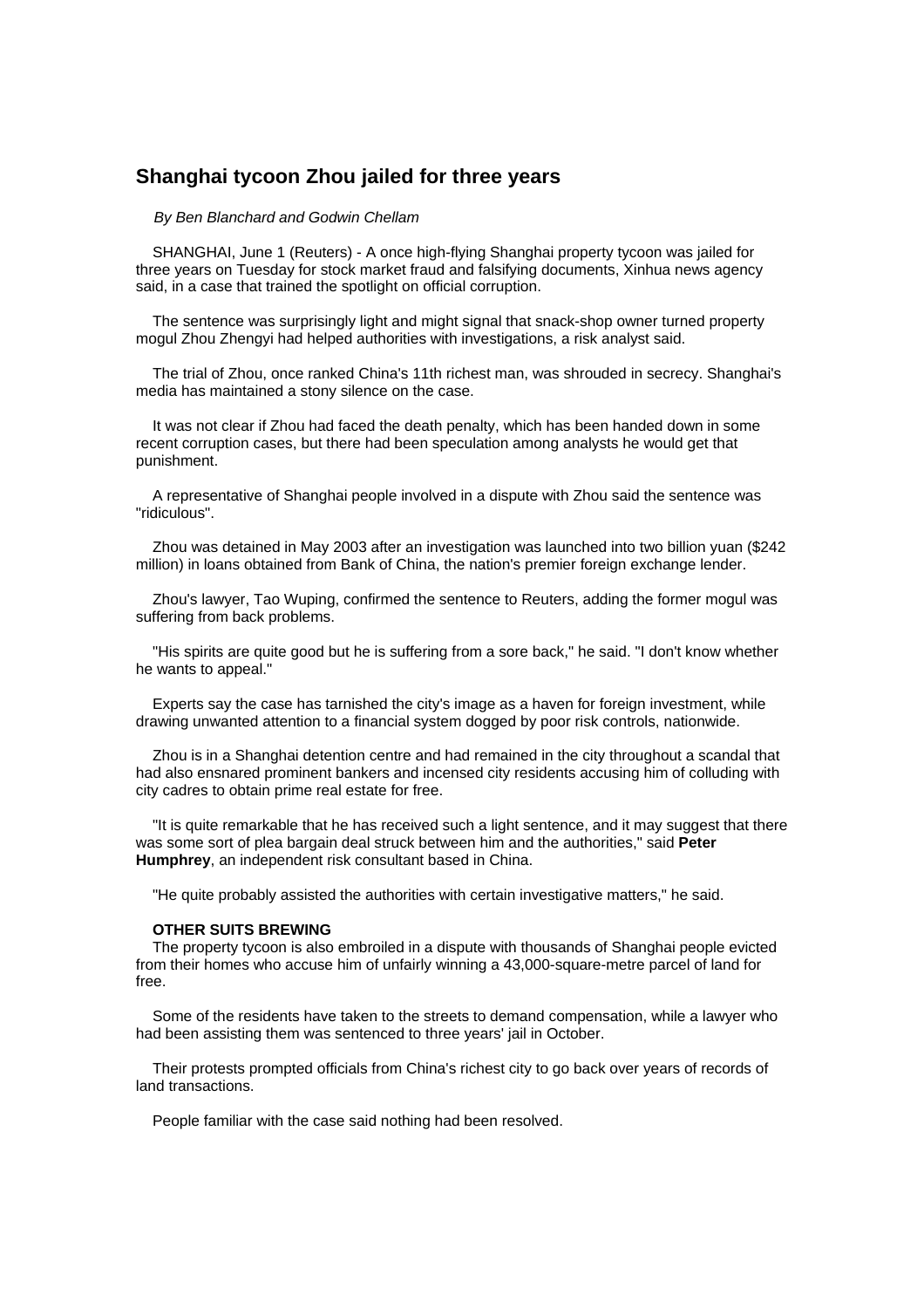# Shanghai tycoon Zhou jailed for three years

*By Ben Blanchard and Godwin Chellam*

SHANGHAI, June 1 (Reuters) - A once high-flying Shanghai property tycoon was jailed for three years on Tuesday for stock market fraud and falsifying documents, Xinhua news agency said, in a case that trained the spotlight on official corruption.

The sentence was surprisingly light and might signal that snack-shop owner turned property mogul Zhou Zhengyi had helped authorities with investigations, a risk analyst said.

The trial of Zhou, once ranked China's 11th richest man, was shrouded in secrecy. Shanghai's media has maintained a stony silence on the case.

It was not clear if Zhou had faced the death penalty, which has been handed down in some recent corruption cases, but there had been speculation among analysts he would get that punishment.

A representative of Shanghai people involved in a dispute with Zhou said the sentence was "ridiculous".

Zhou was detained in May 2003 after an investigation was launched into two billion yuan ($242 million) in loans obtained from Bank of China, the nation's premier foreign exchange lender.

Zhou's lawyer, Tao Wuping, confirmed the sentence to Reuters, adding the former mogul was suffering from back problems.

"His spirits are quite good but he is suffering from a sore back," he said. "I don't know whether he wants to appeal."

Experts say the case has tarnished the city's image as a haven for foreign investment, while drawing unwanted attention to a financial system dogged by poor risk controls, nationwide.

Zhou is in a Shanghai detention centre and had remained in the city throughout a scandal that had also ensnared prominent bankers and incensed city residents accusing him of colluding with city cadres to obtain prime real estate for free.

"It is quite remarkable that he has received such a light sentence, and it may suggest that there was some sort of plea bargain deal struck between him and the authorities," said **Peter Humphrey**, an independent risk consultant based in China.

"He quite probably assisted the authorities with certain investigative matters," he said.

**OTHER SUITS BREWING**

The property tycoon is also embroiled in a dispute with thousands of Shanghai people evicted from their homes who accuse him of unfairly winning a 43,000-square-metre parcel of land for free.

Some of the residents have taken to the streets to demand compensation, while a lawyer who had been assisting them was sentenced to three years' jail in October.

Their protests prompted officials from China's richest city to go back over years of records of land transactions.

People familiar with the case said nothing had been resolved.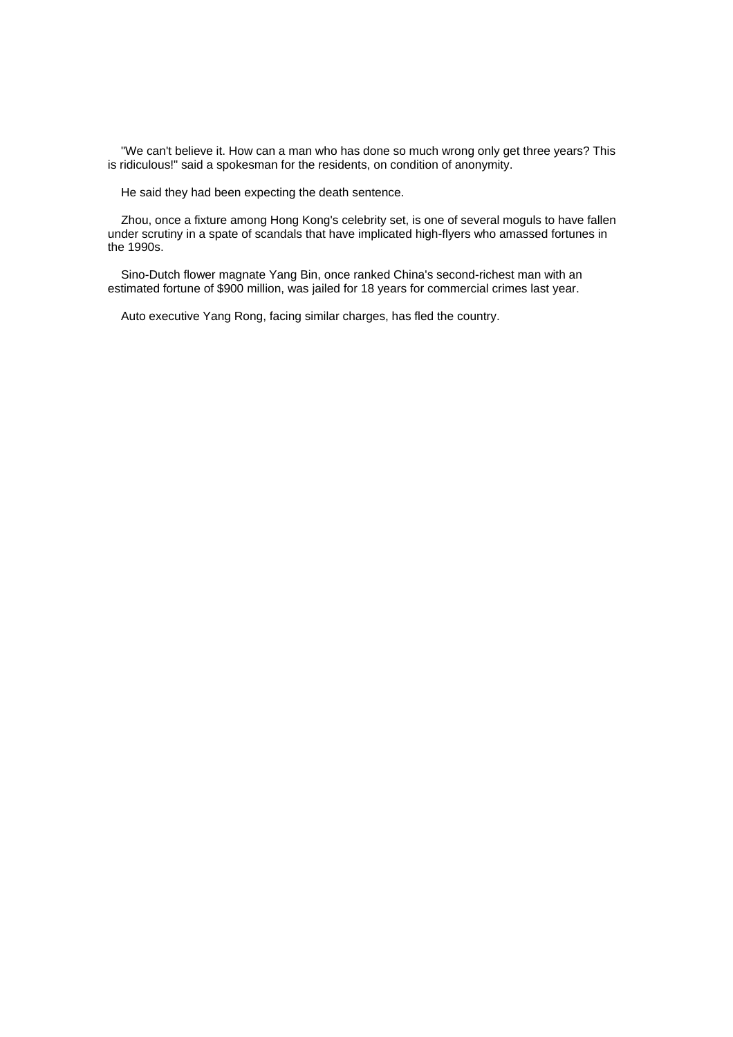"We can't believe it. How can a man who has done so much wrong only get three years? This is ridiculous!" said a spokesman for the residents, on condition of anonymity.

He said they had been expecting the death sentence.

Zhou, once a fixture among Hong Kong's celebrity set, is one of several moguls to have fallen under scrutiny in a spate of scandals that have implicated high-flyers who amassed fortunes in the 1990s.

Sino-Dutch flower magnate Yang Bin, once ranked China's second-richest man with an estimated fortune of $900 million, was jailed for 18 years for commercial crimes last year.

Auto executive Yang Rong, facing similar charges, has fled the country.